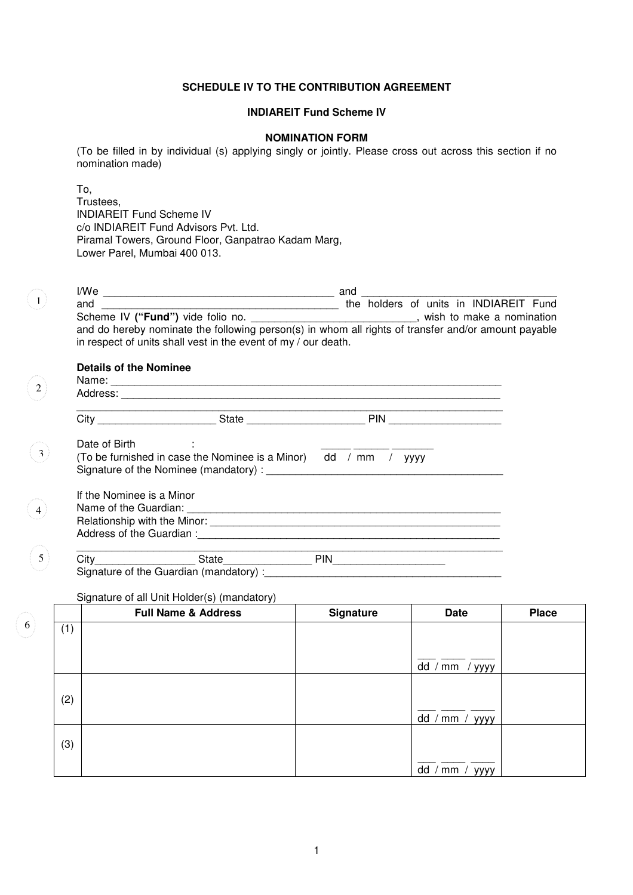**SCHEDULE IV TO THE CONTRIBUTION AGREEMENT**

**INDIAREIT Fund Scheme IV**

**NOMINATION FORM**

(To be filled in by individual (s) applying singly or jointly. Please cross out across this section if no nomination made)

To,
Trustees,
INDIAREIT Fund Scheme IV
c/o INDIAREIT Fund Advisors Pvt. Ltd.
Piramal Towers, Ground Floor, Ganpatrao Kadam Marg,
Lower Parel, Mumbai 400 013.

1 I/We ________________________________________ and __________________________________ and ________________________________________ the holders of units in INDIAREIT Fund Scheme IV **("Fund")** vide folio no. ___________________________, wish to make a nomination and do hereby nominate the following person(s) in whom all rights of transfer and/or amount payable in respect of units shall vest in the event of my / our death.

**Details of the Nominee**

2 Name: ____________________________________________________________________
Address: __________________________________________________________________
__________________________________________________________________________
City ____________________ State ____________________ PIN ___________________

3 Date of Birth : _____ ______ _______
(To be furnished in case the Nominee is a Minor) dd / mm / yyyy
Signature of the Nominee (mandatory) : _________________________________________

4 If the Nominee is a Minor
Name of the Guardian: ____________________________________________________
Relationship with the Minor: ________________________________________________
Address of the Guardian :___________________________________________________
__________________________________________________________________________

5 City_________________ State_______________ PIN___________________
Signature of the Guardian (mandatory) :_________________________________________

Signature of all Unit Holder(s) (mandatory)

6

| | Full Name & Address | Signature | Date | Place |
|---|---|---|---|---|
| (1) | | | ___ ____ ____<br>dd / mm / yyyy | |
| (2) | | | ___ ____ ____<br>dd / mm / yyyy | |
| (3) | | | ___ ____ ____<br>dd / mm / yyyy | |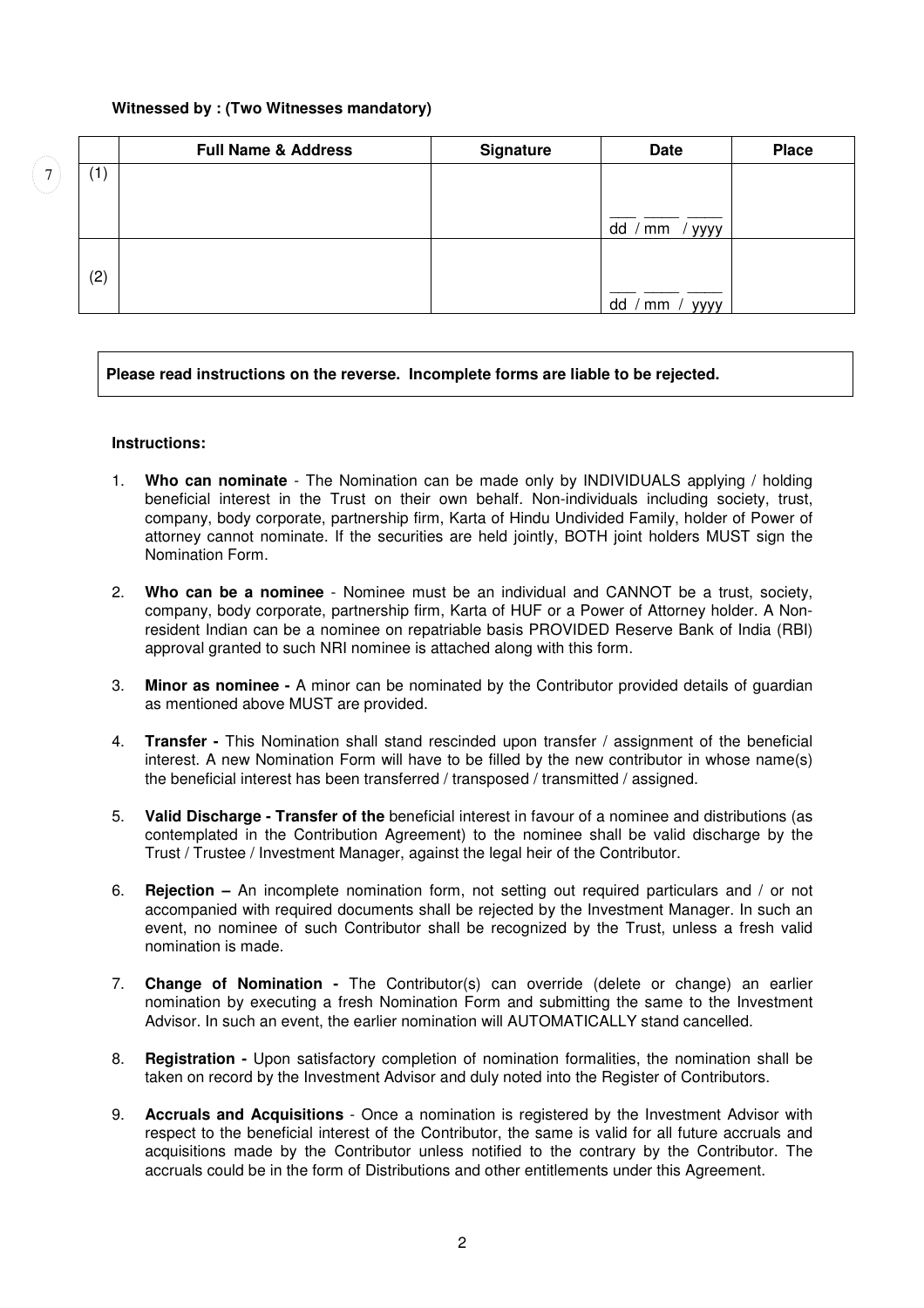**Witnessed by : (Two Witnesses mandatory)**

| | Full Name & Address | Signature | Date | Place |
|---|---|---|---|---|
| (1) | | | ___ ____ ____<br>dd / mm / yyyy | |
| (2) | | | ___ ____ ____<br>dd / mm / yyyy | |

**Please read instructions on the reverse. Incomplete forms are liable to be rejected.**

**Instructions:**

1. **Who can nominate** - The Nomination can be made only by INDIVIDUALS applying / holding beneficial interest in the Trust on their own behalf. Non-individuals including society, trust, company, body corporate, partnership firm, Karta of Hindu Undivided Family, holder of Power of attorney cannot nominate. If the securities are held jointly, BOTH joint holders MUST sign the Nomination Form.

2. **Who can be a nominee** - Nominee must be an individual and CANNOT be a trust, society, company, body corporate, partnership firm, Karta of HUF or a Power of Attorney holder. A Non-resident Indian can be a nominee on repatriable basis PROVIDED Reserve Bank of India (RBI) approval granted to such NRI nominee is attached along with this form.

3. **Minor as nominee -** A minor can be nominated by the Contributor provided details of guardian as mentioned above MUST are provided.

4. **Transfer -** This Nomination shall stand rescinded upon transfer / assignment of the beneficial interest. A new Nomination Form will have to be filled by the new contributor in whose name(s) the beneficial interest has been transferred / transposed / transmitted / assigned.

5. **Valid Discharge - Transfer of the** beneficial interest in favour of a nominee and distributions (as contemplated in the Contribution Agreement) to the nominee shall be valid discharge by the Trust / Trustee / Investment Manager, against the legal heir of the Contributor.

6. **Rejection –** An incomplete nomination form, not setting out required particulars and / or not accompanied with required documents shall be rejected by the Investment Manager. In such an event, no nominee of such Contributor shall be recognized by the Trust, unless a fresh valid nomination is made.

7. **Change of Nomination -** The Contributor(s) can override (delete or change) an earlier nomination by executing a fresh Nomination Form and submitting the same to the Investment Advisor. In such an event, the earlier nomination will AUTOMATICALLY stand cancelled.

8. **Registration -** Upon satisfactory completion of nomination formalities, the nomination shall be taken on record by the Investment Advisor and duly noted into the Register of Contributors.

9. **Accruals and Acquisitions** - Once a nomination is registered by the Investment Advisor with respect to the beneficial interest of the Contributor, the same is valid for all future accruals and acquisitions made by the Contributor unless notified to the contrary by the Contributor. The accruals could be in the form of Distributions and other entitlements under this Agreement.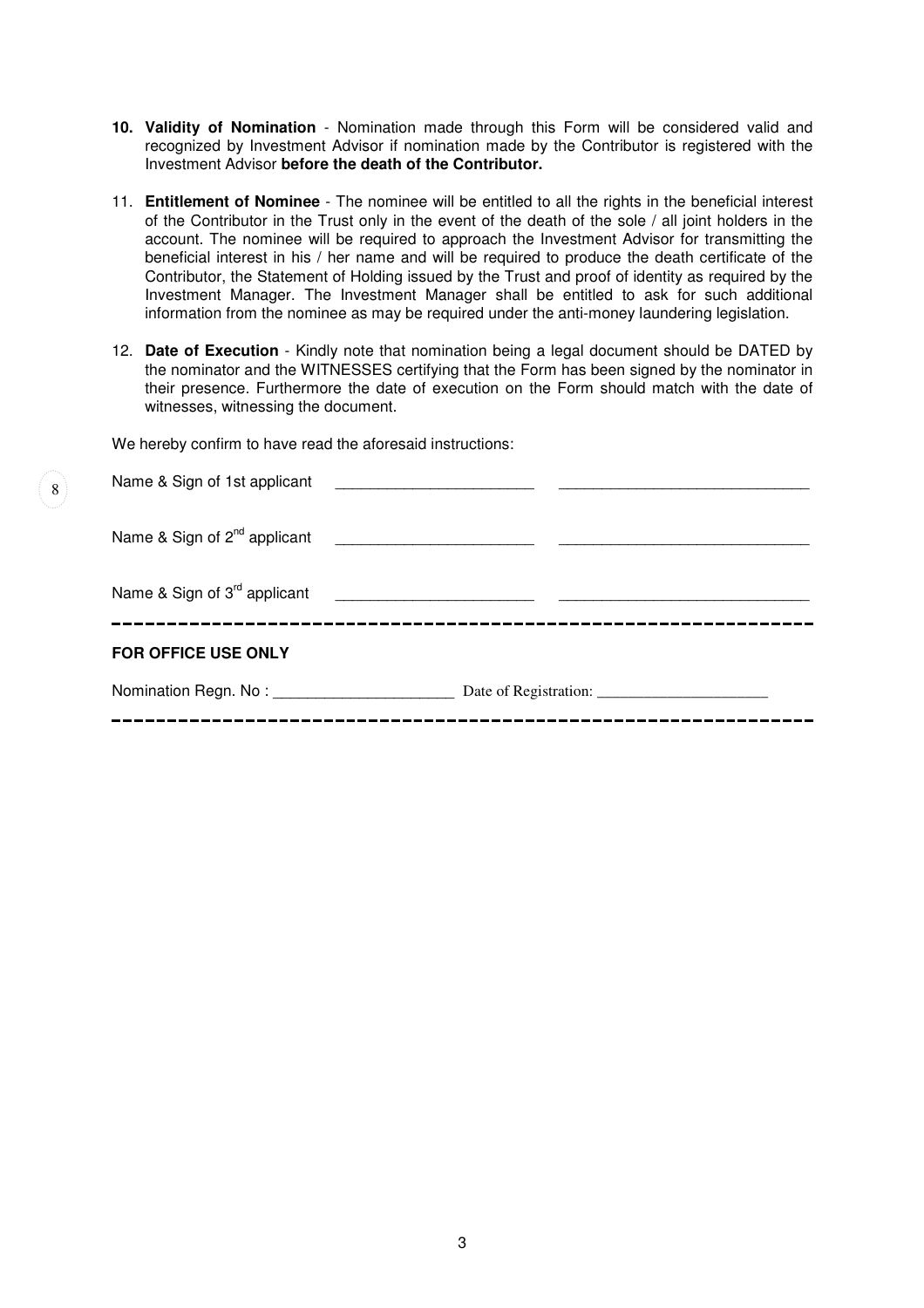10. **Validity of Nomination** - Nomination made through this Form will be considered valid and recognized by Investment Advisor if nomination made by the Contributor is registered with the Investment Advisor **before the death of the Contributor.**

11. **Entitlement of Nominee** - The nominee will be entitled to all the rights in the beneficial interest of the Contributor in the Trust only in the event of the death of the sole / all joint holders in the account. The nominee will be required to approach the Investment Advisor for transmitting the beneficial interest in his / her name and will be required to produce the death certificate of the Contributor, the Statement of Holding issued by the Trust and proof of identity as required by the Investment Manager. The Investment Manager shall be entitled to ask for such additional information from the nominee as may be required under the anti-money laundering legislation.

12. **Date of Execution** - Kindly note that nomination being a legal document should be DATED by the nominator and the WITNESSES certifying that the Form has been signed by the nominator in their presence. Furthermore the date of execution on the Form should match with the date of witnesses, witnessing the document.

We hereby confirm to have read the aforesaid instructions:

Name & Sign of 1st applicant _______________________ _____________________________

Name & Sign of 2nd applicant _______________________ _____________________________

Name & Sign of 3rd applicant _______________________ _____________________________

---

**FOR OFFICE USE ONLY**

Nomination Regn. No : _____________________ Date of Registration: _____________________

---